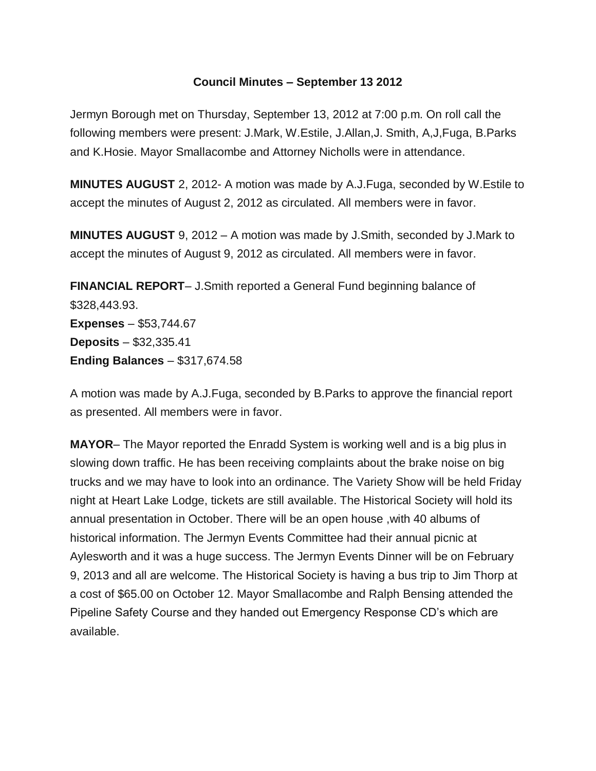## Council Minutes – September 13 2012

Jermyn Borough met on Thursday, September 13, 2012 at 7:00 p.m. On roll call the following members were present: J.Mark, W.Estile, J.Allan,J. Smith, A,J,Fuga, B.Parks and K.Hosie. Mayor Smallacombe and Attorney Nicholls were in attendance.

**MINUTES AUGUST** 2, 2012- A motion was made by A.J.Fuga, seconded by W.Estile to accept the minutes of August 2, 2012 as circulated. All members were in favor.

**MINUTES AUGUST** 9, 2012 – A motion was made by J.Smith, seconded by J.Mark to accept the minutes of August 9, 2012 as circulated. All members were in favor.

**FINANCIAL REPORT**– J.Smith reported a General Fund beginning balance of $328,443.93.
**Expenses** – $53,744.67
**Deposits** – $32,335.41
**Ending Balances** – $317,674.58

A motion was made by A.J.Fuga, seconded by B.Parks to approve the financial report as presented. All members were in favor.

**MAYOR**– The Mayor reported the Enradd System is working well and is a big plus in slowing down traffic. He has been receiving complaints about the brake noise on big trucks and we may have to look into an ordinance. The Variety Show will be held Friday night at Heart Lake Lodge, tickets are still available. The Historical Society will hold its annual presentation in October. There will be an open house ,with 40 albums of historical information. The Jermyn Events Committee had their annual picnic at Aylesworth and it was a huge success. The Jermyn Events Dinner will be on February 9, 2013 and all are welcome. The Historical Society is having a bus trip to Jim Thorp at a cost of $65.00 on October 12. Mayor Smallacombe and Ralph Bensing attended the Pipeline Safety Course and they handed out Emergency Response CD's which are available.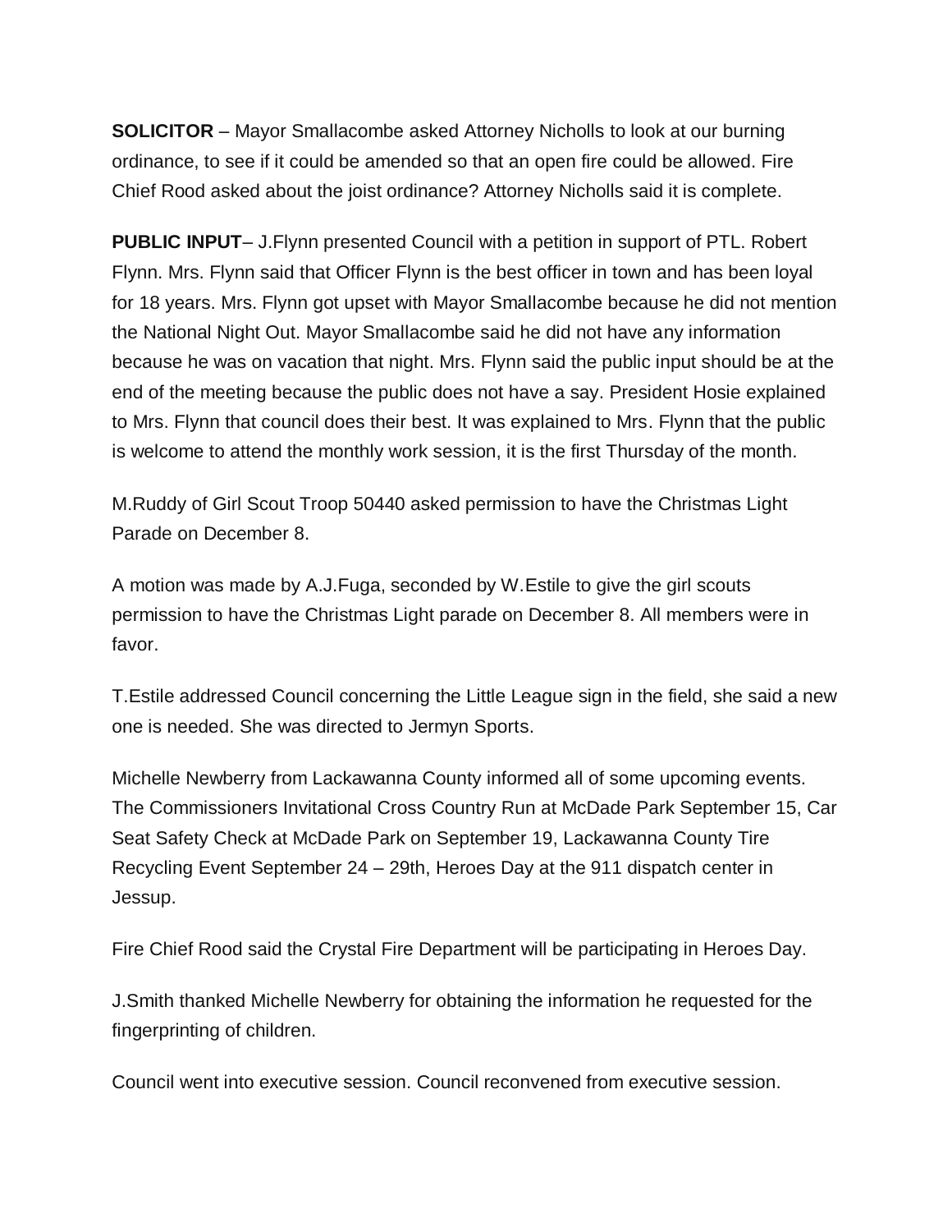**SOLICITOR** – Mayor Smallacombe asked Attorney Nicholls to look at our burning ordinance, to see if it could be amended so that an open fire could be allowed. Fire Chief Rood asked about the joist ordinance? Attorney Nicholls said it is complete.

**PUBLIC INPUT**– J.Flynn presented Council with a petition in support of PTL. Robert Flynn. Mrs. Flynn said that Officer Flynn is the best officer in town and has been loyal for 18 years. Mrs. Flynn got upset with Mayor Smallacombe because he did not mention the National Night Out. Mayor Smallacombe said he did not have any information because he was on vacation that night. Mrs. Flynn said the public input should be at the end of the meeting because the public does not have a say. President Hosie explained to Mrs. Flynn that council does their best. It was explained to Mrs. Flynn that the public is welcome to attend the monthly work session, it is the first Thursday of the month.

M.Ruddy of Girl Scout Troop 50440 asked permission to have the Christmas Light Parade on December 8.

A motion was made by A.J.Fuga, seconded by W.Estile to give the girl scouts permission to have the Christmas Light parade on December 8. All members were in favor.

T.Estile addressed Council concerning the Little League sign in the field, she said a new one is needed. She was directed to Jermyn Sports.

Michelle Newberry from Lackawanna County informed all of some upcoming events. The Commissioners Invitational Cross Country Run at McDade Park September 15, Car Seat Safety Check at McDade Park on September 19, Lackawanna County Tire Recycling Event September 24 – 29th, Heroes Day at the 911 dispatch center in Jessup.

Fire Chief Rood said the Crystal Fire Department will be participating in Heroes Day.

J.Smith thanked Michelle Newberry for obtaining the information he requested for the fingerprinting of children.

Council went into executive session. Council reconvened from executive session.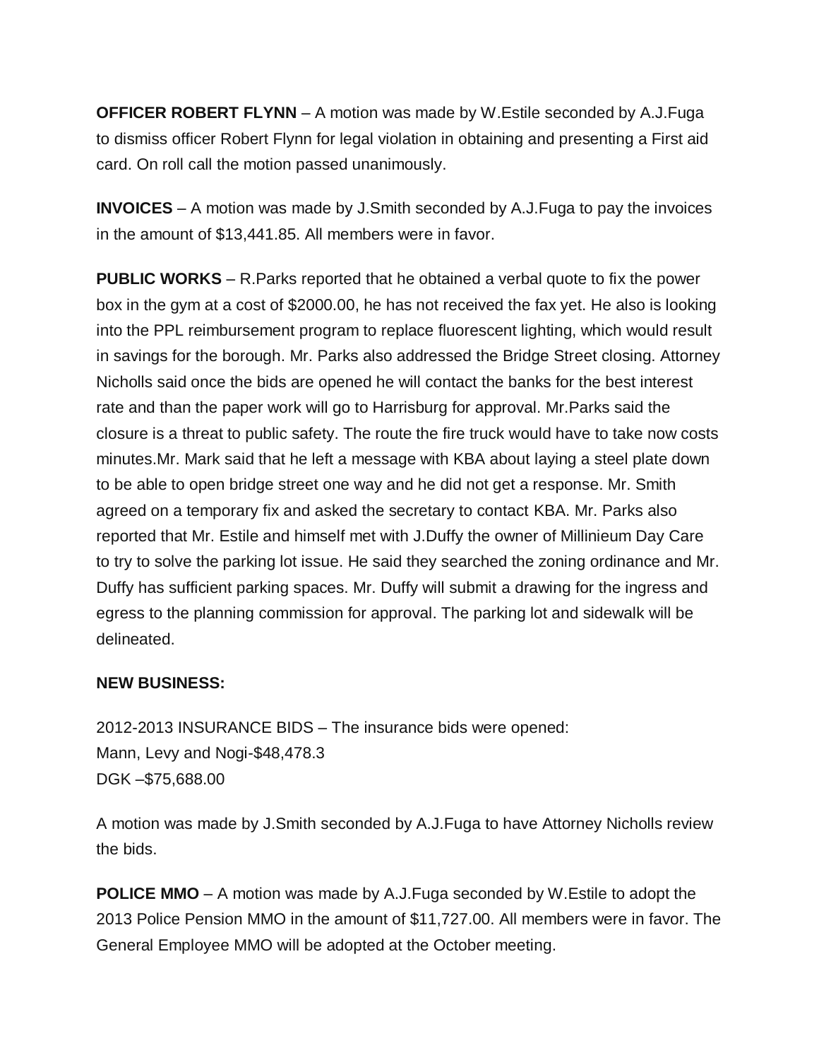**OFFICER ROBERT FLYNN** – A motion was made by W.Estile seconded by A.J.Fuga to dismiss officer Robert Flynn for legal violation in obtaining and presenting a First aid card. On roll call the motion passed unanimously.

**INVOICES** – A motion was made by J.Smith seconded by A.J.Fuga to pay the invoices in the amount of $13,441.85. All members were in favor.

**PUBLIC WORKS** – R.Parks reported that he obtained a verbal quote to fix the power box in the gym at a cost of $2000.00, he has not received the fax yet. He also is looking into the PPL reimbursement program to replace fluorescent lighting, which would result in savings for the borough. Mr. Parks also addressed the Bridge Street closing. Attorney Nicholls said once the bids are opened he will contact the banks for the best interest rate and than the paper work will go to Harrisburg for approval. Mr.Parks said the closure is a threat to public safety. The route the fire truck would have to take now costs minutes.Mr. Mark said that he left a message with KBA about laying a steel plate down to be able to open bridge street one way and he did not get a response. Mr. Smith agreed on a temporary fix and asked the secretary to contact KBA. Mr. Parks also reported that Mr. Estile and himself met with J.Duffy the owner of Millinieum Day Care to try to solve the parking lot issue. He said they searched the zoning ordinance and Mr. Duffy has sufficient parking spaces. Mr. Duffy will submit a drawing for the ingress and egress to the planning commission for approval. The parking lot and sidewalk will be delineated.

**NEW BUSINESS:**

2012-2013 INSURANCE BIDS – The insurance bids were opened:
Mann, Levy and Nogi-$48,478.3
DGK –$75,688.00

A motion was made by J.Smith seconded by A.J.Fuga to have Attorney Nicholls review the bids.

**POLICE MMO** – A motion was made by A.J.Fuga seconded by W.Estile to adopt the 2013 Police Pension MMO in the amount of $11,727.00. All members were in favor. The General Employee MMO will be adopted at the October meeting.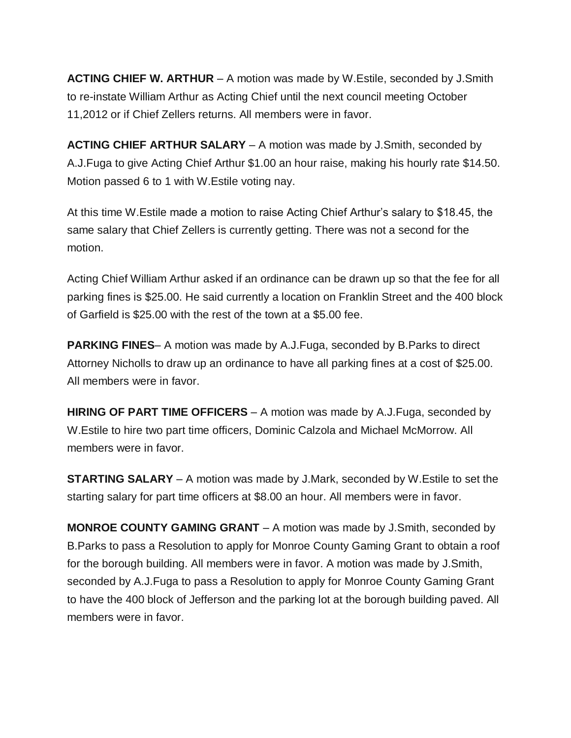**ACTING CHIEF W. ARTHUR** – A motion was made by W.Estile, seconded by J.Smith to re-instate William Arthur as Acting Chief until the next council meeting October 11,2012 or if Chief Zellers returns. All members were in favor.

**ACTING CHIEF ARTHUR SALARY** – A motion was made by J.Smith, seconded by A.J.Fuga to give Acting Chief Arthur $1.00 an hour raise, making his hourly rate $14.50. Motion passed 6 to 1 with W.Estile voting nay.

At this time W.Estile made a motion to raise Acting Chief Arthur's salary to $18.45, the same salary that Chief Zellers is currently getting. There was not a second for the motion.

Acting Chief William Arthur asked if an ordinance can be drawn up so that the fee for all parking fines is $25.00. He said currently a location on Franklin Street and the 400 block of Garfield is $25.00 with the rest of the town at a $5.00 fee.

**PARKING FINES**– A motion was made by A.J.Fuga, seconded by B.Parks to direct Attorney Nicholls to draw up an ordinance to have all parking fines at a cost of $25.00. All members were in favor.

**HIRING OF PART TIME OFFICERS** – A motion was made by A.J.Fuga, seconded by W.Estile to hire two part time officers, Dominic Calzola and Michael McMorrow. All members were in favor.

**STARTING SALARY** – A motion was made by J.Mark, seconded by W.Estile to set the starting salary for part time officers at $8.00 an hour. All members were in favor.

**MONROE COUNTY GAMING GRANT** – A motion was made by J.Smith, seconded by B.Parks to pass a Resolution to apply for Monroe County Gaming Grant to obtain a roof for the borough building. All members were in favor. A motion was made by J.Smith, seconded by A.J.Fuga to pass a Resolution to apply for Monroe County Gaming Grant to have the 400 block of Jefferson and the parking lot at the borough building paved. All members were in favor.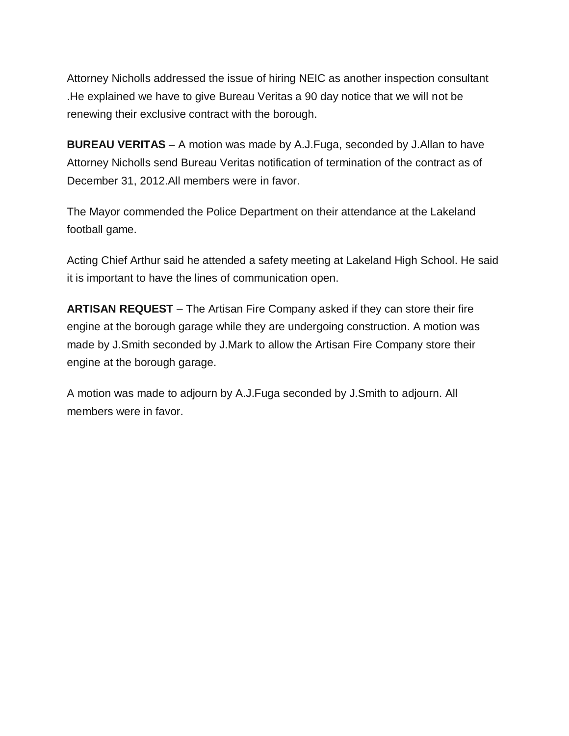Attorney Nicholls addressed the issue of hiring NEIC as another inspection consultant .He explained we have to give Bureau Veritas a 90 day notice that we will not be renewing their exclusive contract with the borough.

**BUREAU VERITAS** – A motion was made by A.J.Fuga, seconded by J.Allan to have Attorney Nicholls send Bureau Veritas notification of termination of the contract as of December 31, 2012.All members were in favor.

The Mayor commended the Police Department on their attendance at the Lakeland football game.

Acting Chief Arthur said he attended a safety meeting at Lakeland High School. He said it is important to have the lines of communication open.

**ARTISAN REQUEST** – The Artisan Fire Company asked if they can store their fire engine at the borough garage while they are undergoing construction. A motion was made by J.Smith seconded by J.Mark to allow the Artisan Fire Company store their engine at the borough garage.

A motion was made to adjourn by A.J.Fuga seconded by J.Smith to adjourn. All members were in favor.